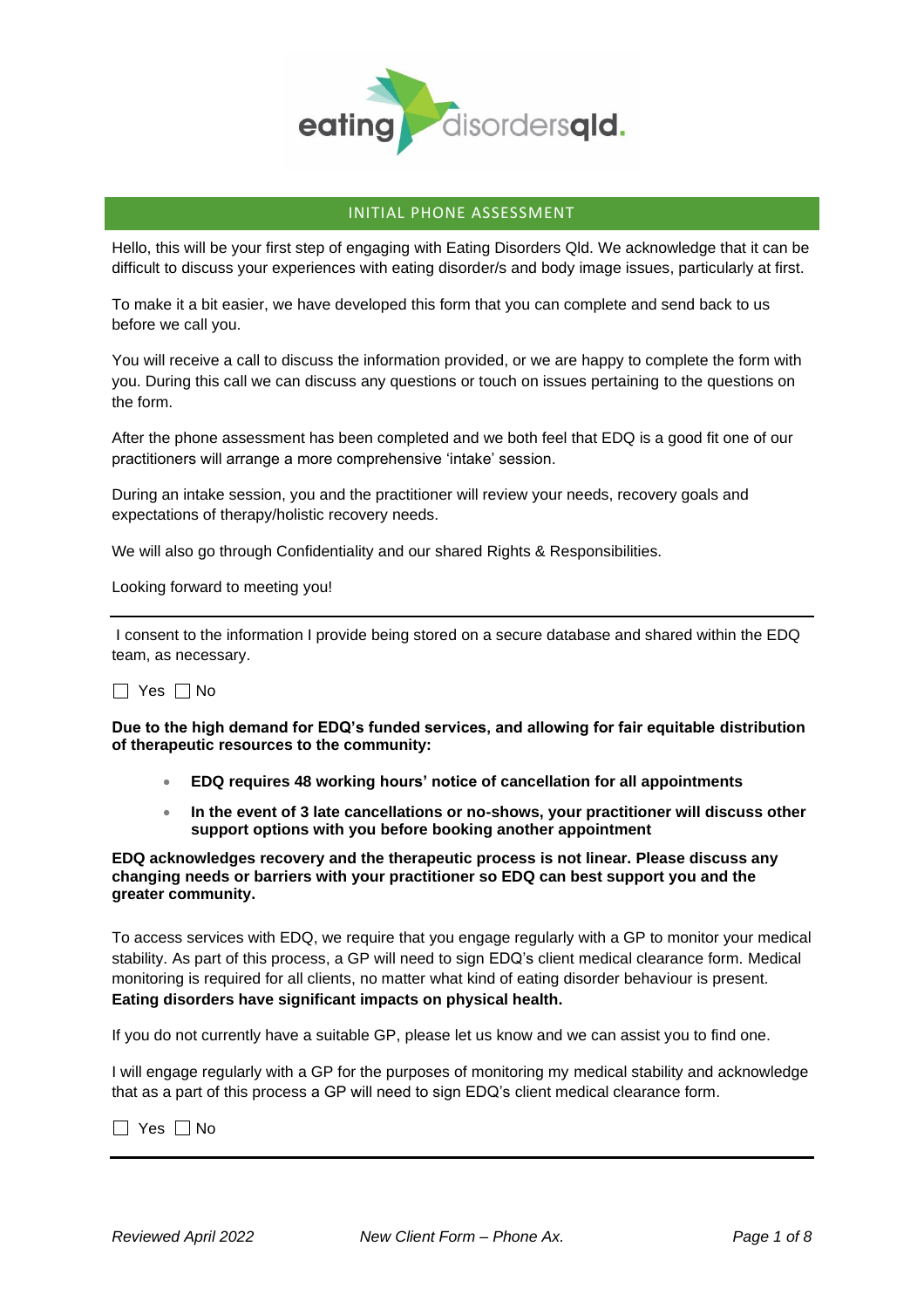eating disordersqld.

## INITIAL PHONE ASSESSMENT

Hello, this will be your first step of engaging with Eating Disorders Qld. We acknowledge that it can be difficult to discuss your experiences with eating disorder/s and body image issues, particularly at first.

To make it a bit easier, we have developed this form that you can complete and send back to us before we call you.

You will receive a call to discuss the information provided, or we are happy to complete the form with you. During this call we can discuss any questions or touch on issues pertaining to the questions on the form.

After the phone assessment has been completed and we both feel that EDQ is a good fit one of our practitioners will arrange a more comprehensive 'intake' session.

During an intake session, you and the practitioner will review your needs, recovery goals and expectations of therapy/holistic recovery needs.

We will also go through Confidentiality and our shared Rights & Responsibilities.

Looking forward to meeting you!

---

I consent to the information I provide being stored on a secure database and shared within the EDQ team, as necessary.

☐ Yes ☐ No

**Due to the high demand for EDQ's funded services, and allowing for fair equitable distribution of therapeutic resources to the community:**

- **EDQ requires 48 working hours' notice of cancellation for all appointments**
- **In the event of 3 late cancellations or no-shows, your practitioner will discuss other support options with you before booking another appointment**

**EDQ acknowledges recovery and the therapeutic process is not linear. Please discuss any changing needs or barriers with your practitioner so EDQ can best support you and the greater community.**

To access services with EDQ, we require that you engage regularly with a GP to monitor your medical stability. As part of this process, a GP will need to sign EDQ's client medical clearance form. Medical monitoring is required for all clients, no matter what kind of eating disorder behaviour is present. **Eating disorders have significant impacts on physical health.**

If you do not currently have a suitable GP, please let us know and we can assist you to find one.

I will engage regularly with a GP for the purposes of monitoring my medical stability and acknowledge that as a part of this process a GP will need to sign EDQ's client medical clearance form.

☐ Yes ☐ No

---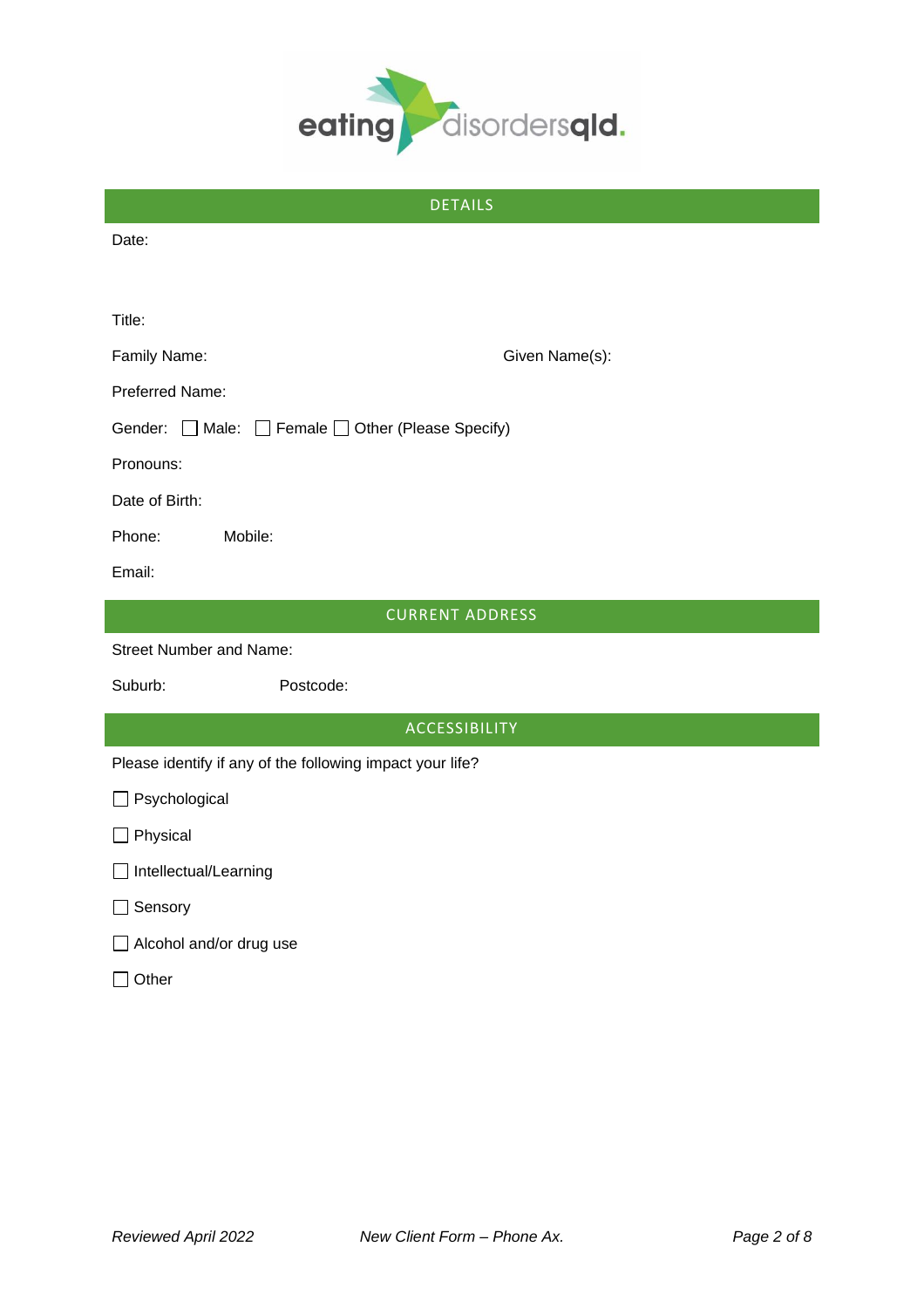eating disordersqld.

## DETAILS

Date:

Title:

Family Name: Given Name(s):

Preferred Name:

Gender: ☐ Male: ☐ Female ☐ Other (Please Specify)

Pronouns:

Date of Birth:

Phone: Mobile:

Email:

## CURRENT ADDRESS

Street Number and Name:

Suburb: Postcode:

## ACCESSIBILITY

Please identify if any of the following impact your life?

☐ Psychological

☐ Physical

☐ Intellectual/Learning

☐ Sensory

☐ Alcohol and/or drug use

☐ Other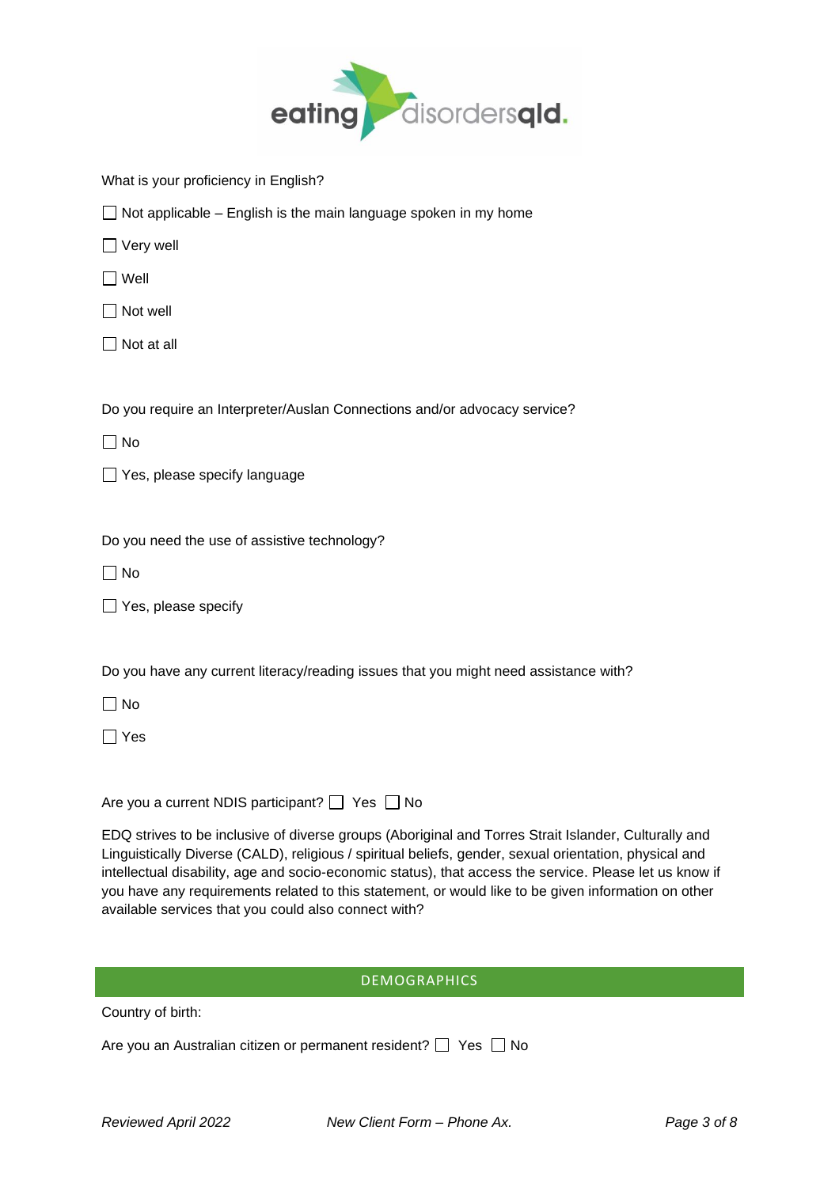What is your proficiency in English?

- ☐ Not applicable – English is the main language spoken in my home
- ☐ Very well
- ☐ Well
- ☐ Not well
- ☐ Not at all

Do you require an Interpreter/Auslan Connections and/or advocacy service?

- ☐ No
- ☐ Yes, please specify language

Do you need the use of assistive technology?

- ☐ No
- ☐ Yes, please specify

Do you have any current literacy/reading issues that you might need assistance with?

- ☐ No
- ☐ Yes

Are you a current NDIS participant? ☐ Yes ☐ No

EDQ strives to be inclusive of diverse groups (Aboriginal and Torres Strait Islander, Culturally and Linguistically Diverse (CALD), religious / spiritual beliefs, gender, sexual orientation, physical and intellectual disability, age and socio-economic status), that access the service. Please let us know if you have any requirements related to this statement, or would like to be given information on other available services that you could also connect with?

## DEMOGRAPHICS

Country of birth:

Are you an Australian citizen or permanent resident? ☐ Yes ☐ No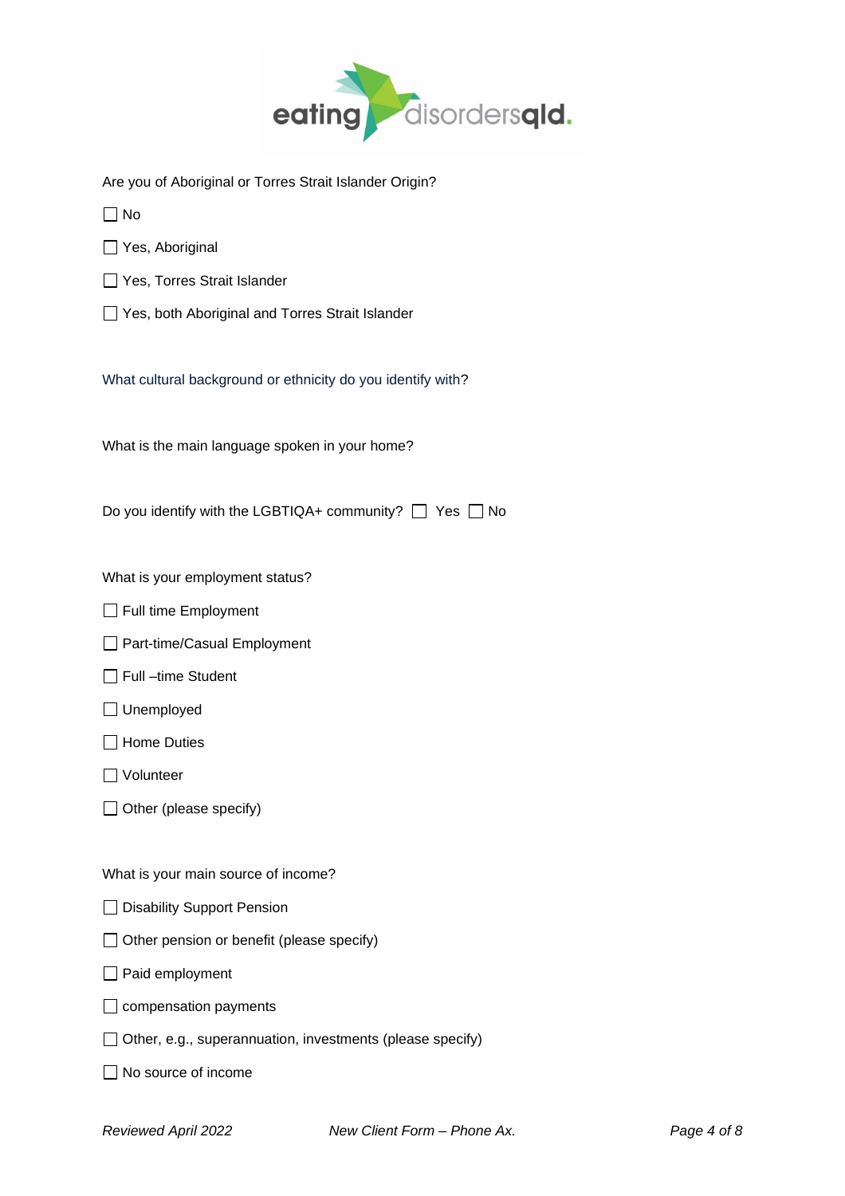Are you of Aboriginal or Torres Strait Islander Origin?

☐ No

☐ Yes, Aboriginal

☐ Yes, Torres Strait Islander

☐ Yes, both Aboriginal and Torres Strait Islander

What cultural background or ethnicity do you identify with?

What is the main language spoken in your home?

Do you identify with the LGBTIQA+ community? ☐ Yes ☐ No

What is your employment status?

☐ Full time Employment

☐ Part-time/Casual Employment

☐ Full –time Student

☐ Unemployed

☐ Home Duties

☐ Volunteer

☐ Other (please specify)

What is your main source of income?

☐ Disability Support Pension

☐ Other pension or benefit (please specify)

☐ Paid employment

☐ compensation payments

☐ Other, e.g., superannuation, investments (please specify)

☐ No source of income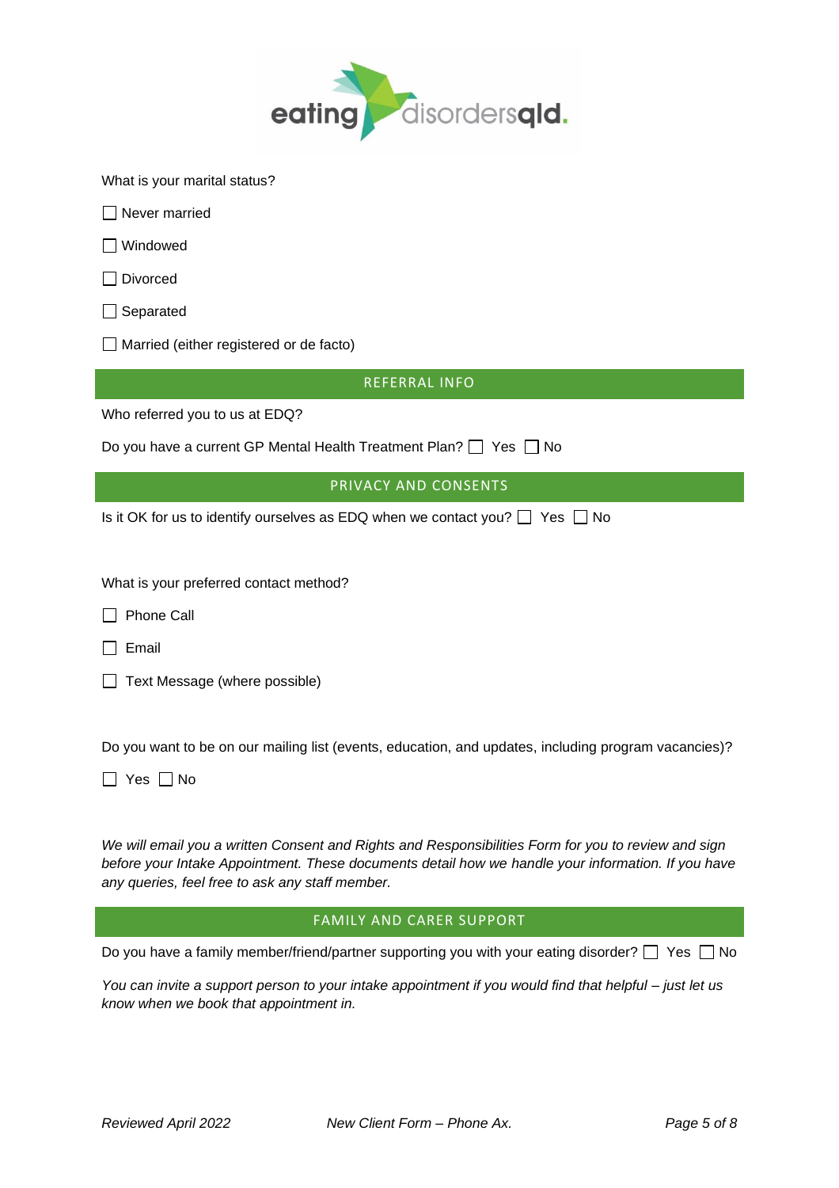What is your marital status?

☐ Never married

☐ Windowed

☐ Divorced

☐ Separated

☐ Married (either registered or de facto)

## REFERRAL INFO

Who referred you to us at EDQ?

Do you have a current GP Mental Health Treatment Plan? ☐ Yes ☐ No

## PRIVACY AND CONSENTS

Is it OK for us to identify ourselves as EDQ when we contact you? ☐ Yes ☐ No

What is your preferred contact method?

☐ Phone Call

☐ Email

☐ Text Message (where possible)

Do you want to be on our mailing list (events, education, and updates, including program vacancies)?

☐ Yes ☐ No

*We will email you a written Consent and Rights and Responsibilities Form for you to review and sign before your Intake Appointment. These documents detail how we handle your information. If you have any queries, feel free to ask any staff member.*

## FAMILY AND CARER SUPPORT

Do you have a family member/friend/partner supporting you with your eating disorder? ☐ Yes ☐ No

*You can invite a support person to your intake appointment if you would find that helpful – just let us know when we book that appointment in.*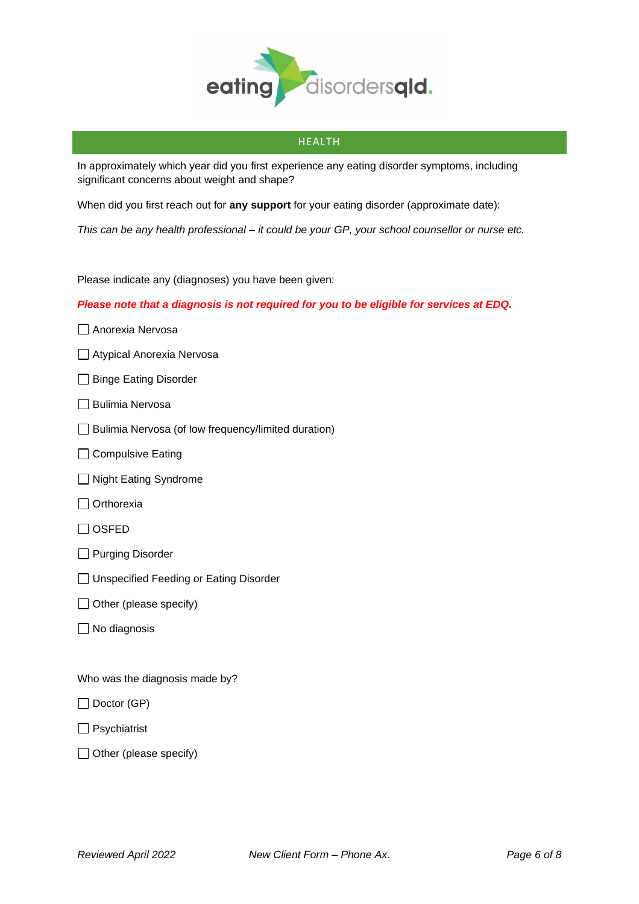## HEALTH

In approximately which year did you first experience any eating disorder symptoms, including significant concerns about weight and shape?

When did you first reach out for **any support** for your eating disorder (approximate date):

*This can be any health professional – it could be your GP, your school counsellor or nurse etc.*

Please indicate any (diagnoses) you have been given:

***Please note that a diagnosis is not required for you to be eligible for services at EDQ.***

- ☐ Anorexia Nervosa
- ☐ Atypical Anorexia Nervosa
- ☐ Binge Eating Disorder
- ☐ Bulimia Nervosa
- ☐ Bulimia Nervosa (of low frequency/limited duration)
- ☐ Compulsive Eating
- ☐ Night Eating Syndrome
- ☐ Orthorexia
- ☐ OSFED
- ☐ Purging Disorder
- ☐ Unspecified Feeding or Eating Disorder
- ☐ Other (please specify)
- ☐ No diagnosis

Who was the diagnosis made by?

- ☐ Doctor (GP)
- ☐ Psychiatrist
- ☐ Other (please specify)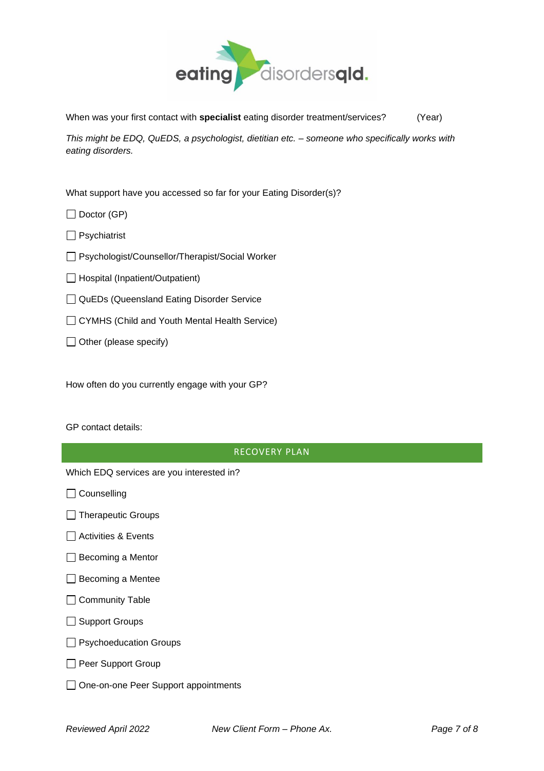When was your first contact with **specialist** eating disorder treatment/services? (Year)

*This might be EDQ, QuEDS, a psychologist, dietitian etc. – someone who specifically works with eating disorders.*

What support have you accessed so far for your Eating Disorder(s)?

- ☐ Doctor (GP)
- ☐ Psychiatrist
- ☐ Psychologist/Counsellor/Therapist/Social Worker
- ☐ Hospital (Inpatient/Outpatient)
- ☐ QuEDs (Queensland Eating Disorder Service
- ☐ CYMHS (Child and Youth Mental Health Service)
- ☐ Other (please specify)

How often do you currently engage with your GP?

GP contact details:

## RECOVERY PLAN

Which EDQ services are you interested in?

- ☐ Counselling
- ☐ Therapeutic Groups
- ☐ Activities & Events
- ☐ Becoming a Mentor
- ☐ Becoming a Mentee
- ☐ Community Table
- ☐ Support Groups
- ☐ Psychoeducation Groups
- ☐ Peer Support Group
- ☐ One-on-one Peer Support appointments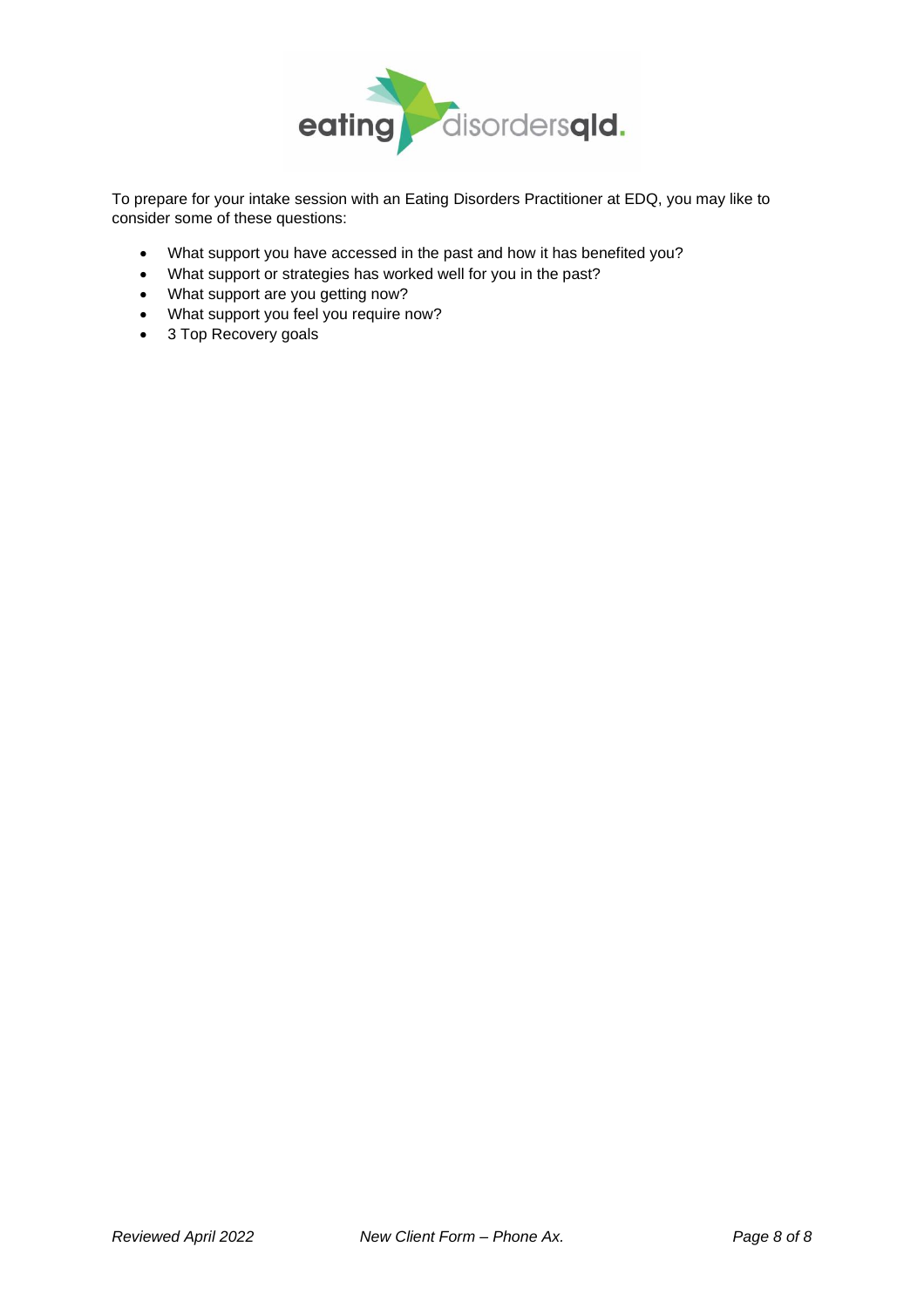To prepare for your intake session with an Eating Disorders Practitioner at EDQ, you may like to consider some of these questions:

- What support you have accessed in the past and how it has benefited you?
- What support or strategies has worked well for you in the past?
- What support are you getting now?
- What support you feel you require now?
- 3 Top Recovery goals